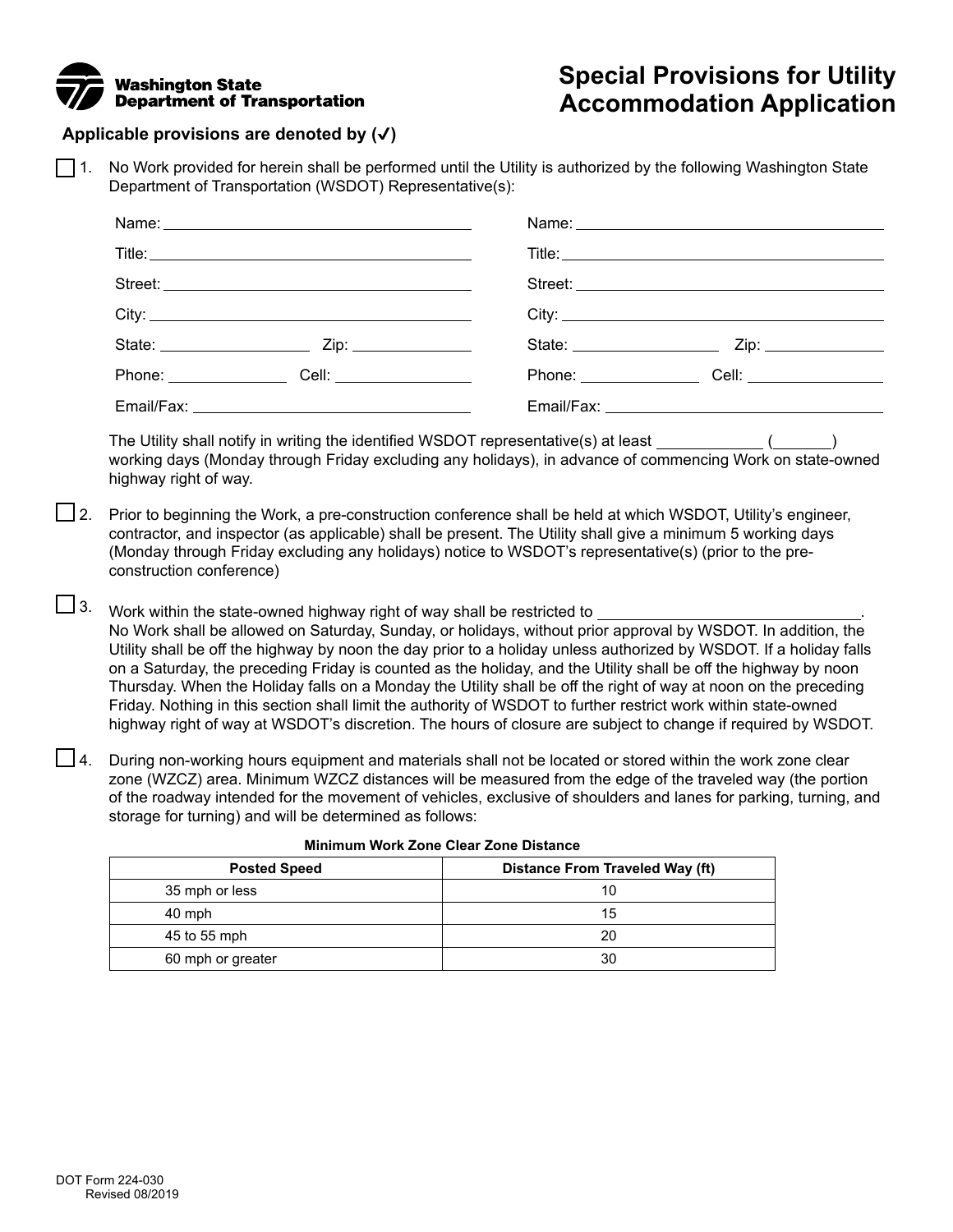**Washington State Department of Transportation**

# Special Provisions for Utility Accommodation Application

**Applicable provisions are denoted by (✓)**

☐ 1. No Work provided for herein shall be performed until the Utility is authorized by the following Washington State Department of Transportation (WSDOT) Representative(s):

Name: ______________________________ Name: ______________________________

Title: ______________________________ Title: ______________________________

Street: ______________________________ Street: ______________________________

City: ______________________________ City: ______________________________

State: ____________ Zip: ____________ State: ____________ Zip: ____________

Phone: ____________ Cell: ____________ Phone: ____________ Cell: ____________

Email/Fax: ______________________________ Email/Fax: ______________________________

The Utility shall notify in writing the identified WSDOT representative(s) at least __________ (______) working days (Monday through Friday excluding any holidays), in advance of commencing Work on state-owned highway right of way.

☐ 2. Prior to beginning the Work, a pre-construction conference shall be held at which WSDOT, Utility's engineer, contractor, and inspector (as applicable) shall be present. The Utility shall give a minimum 5 working days (Monday through Friday excluding any holidays) notice to WSDOT's representative(s) (prior to the pre-construction conference)

☐ 3. Work within the state-owned highway right of way shall be restricted to ______________________________. No Work shall be allowed on Saturday, Sunday, or holidays, without prior approval by WSDOT. In addition, the Utility shall be off the highway by noon the day prior to a holiday unless authorized by WSDOT. If a holiday falls on a Saturday, the preceding Friday is counted as the holiday, and the Utility shall be off the highway by noon Thursday. When the Holiday falls on a Monday the Utility shall be off the right of way at noon on the preceding Friday. Nothing in this section shall limit the authority of WSDOT to further restrict work within state-owned highway right of way at WSDOT's discretion. The hours of closure are subject to change if required by WSDOT.

☐ 4. During non-working hours equipment and materials shall not be located or stored within the work zone clear zone (WZCZ) area. Minimum WZCZ distances will be measured from the edge of the traveled way (the portion of the roadway intended for the movement of vehicles, exclusive of shoulders and lanes for parking, turning, and storage for turning) and will be determined as follows:

**Minimum Work Zone Clear Zone Distance**

| Posted Speed | Distance From Traveled Way (ft) |
|---|---|
| 35 mph or less | 10 |
| 40 mph | 15 |
| 45 to 55 mph | 20 |
| 60 mph or greater | 30 |

DOT Form 224-030
Revised 08/2019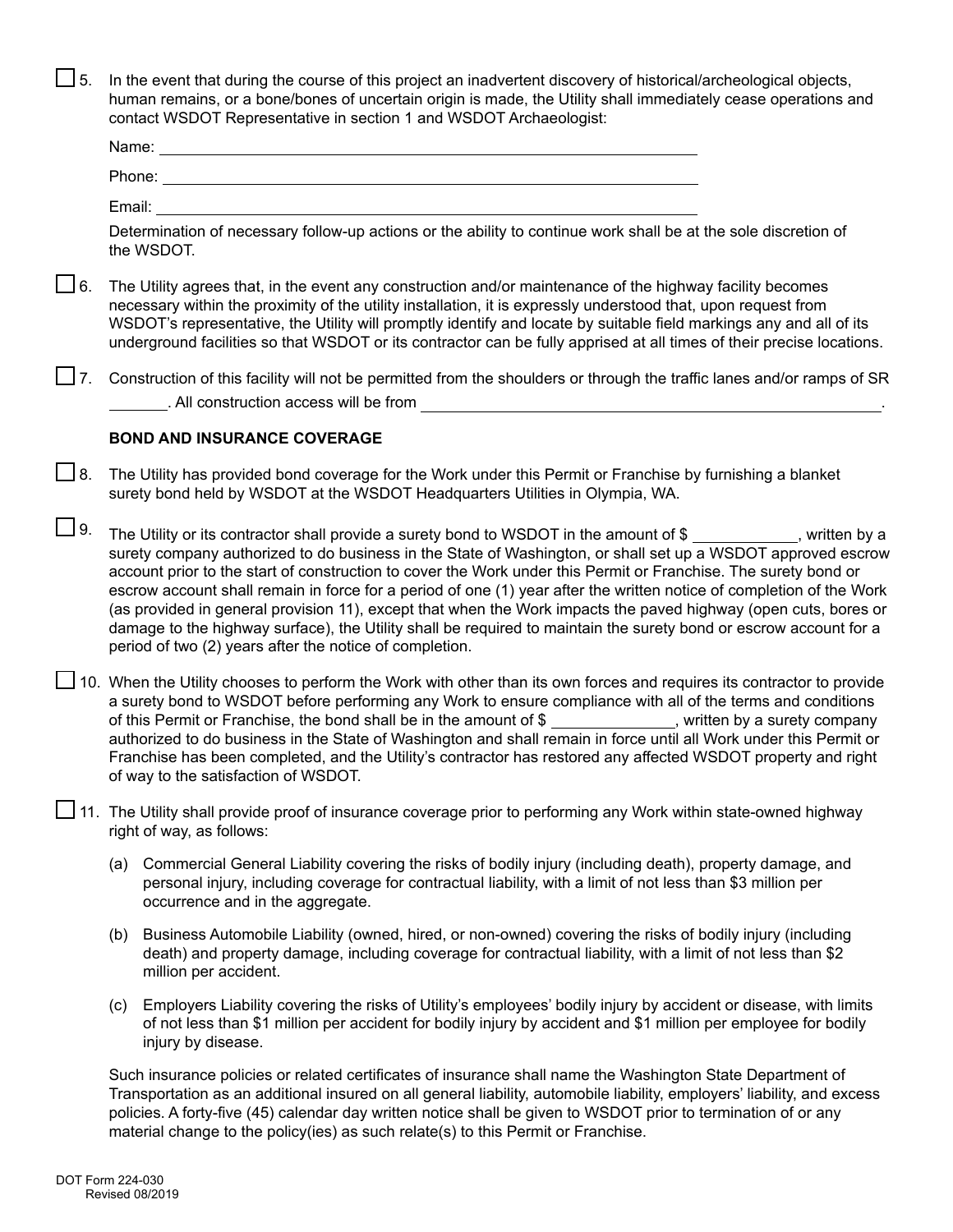☐ 5. In the event that during the course of this project an inadvertent discovery of historical/archeological objects, human remains, or a bone/bones of uncertain origin is made, the Utility shall immediately cease operations and contact WSDOT Representative in section 1 and WSDOT Archaeologist:

Name: ______________________________

Phone: ______________________________

Email: ______________________________

Determination of necessary follow-up actions or the ability to continue work shall be at the sole discretion of the WSDOT.

☐ 6. The Utility agrees that, in the event any construction and/or maintenance of the highway facility becomes necessary within the proximity of the utility installation, it is expressly understood that, upon request from WSDOT's representative, the Utility will promptly identify and locate by suitable field markings any and all of its underground facilities so that WSDOT or its contractor can be fully apprised at all times of their precise locations.

☐ 7. Construction of this facility will not be permitted from the shoulders or through the traffic lanes and/or ramps of SR _______. All construction access will be from ______________________________.

**BOND AND INSURANCE COVERAGE**

☐ 8. The Utility has provided bond coverage for the Work under this Permit or Franchise by furnishing a blanket surety bond held by WSDOT at the WSDOT Headquarters Utilities in Olympia, WA.

☐ 9. The Utility or its contractor shall provide a surety bond to WSDOT in the amount of $ ____________, written by a surety company authorized to do business in the State of Washington, or shall set up a WSDOT approved escrow account prior to the start of construction to cover the Work under this Permit or Franchise. The surety bond or escrow account shall remain in force for a period of one (1) year after the written notice of completion of the Work (as provided in general provision 11), except that when the Work impacts the paved highway (open cuts, bores or damage to the highway surface), the Utility shall be required to maintain the surety bond or escrow account for a period of two (2) years after the notice of completion.

☐ 10. When the Utility chooses to perform the Work with other than its own forces and requires its contractor to provide a surety bond to WSDOT before performing any Work to ensure compliance with all of the terms and conditions of this Permit or Franchise, the bond shall be in the amount of $ ______________, written by a surety company authorized to do business in the State of Washington and shall remain in force until all Work under this Permit or Franchise has been completed, and the Utility's contractor has restored any affected WSDOT property and right of way to the satisfaction of WSDOT.

☐ 11. The Utility shall provide proof of insurance coverage prior to performing any Work within state-owned highway right of way, as follows:

(a) Commercial General Liability covering the risks of bodily injury (including death), property damage, and personal injury, including coverage for contractual liability, with a limit of not less than $3 million per occurrence and in the aggregate.

(b) Business Automobile Liability (owned, hired, or non-owned) covering the risks of bodily injury (including death) and property damage, including coverage for contractual liability, with a limit of not less than $2 million per accident.

(c) Employers Liability covering the risks of Utility's employees' bodily injury by accident or disease, with limits of not less than $1 million per accident for bodily injury by accident and $1 million per employee for bodily injury by disease.

Such insurance policies or related certificates of insurance shall name the Washington State Department of Transportation as an additional insured on all general liability, automobile liability, employers' liability, and excess policies. A forty-five (45) calendar day written notice shall be given to WSDOT prior to termination of or any material change to the policy(ies) as such relate(s) to this Permit or Franchise.

DOT Form 224-030
Revised 08/2019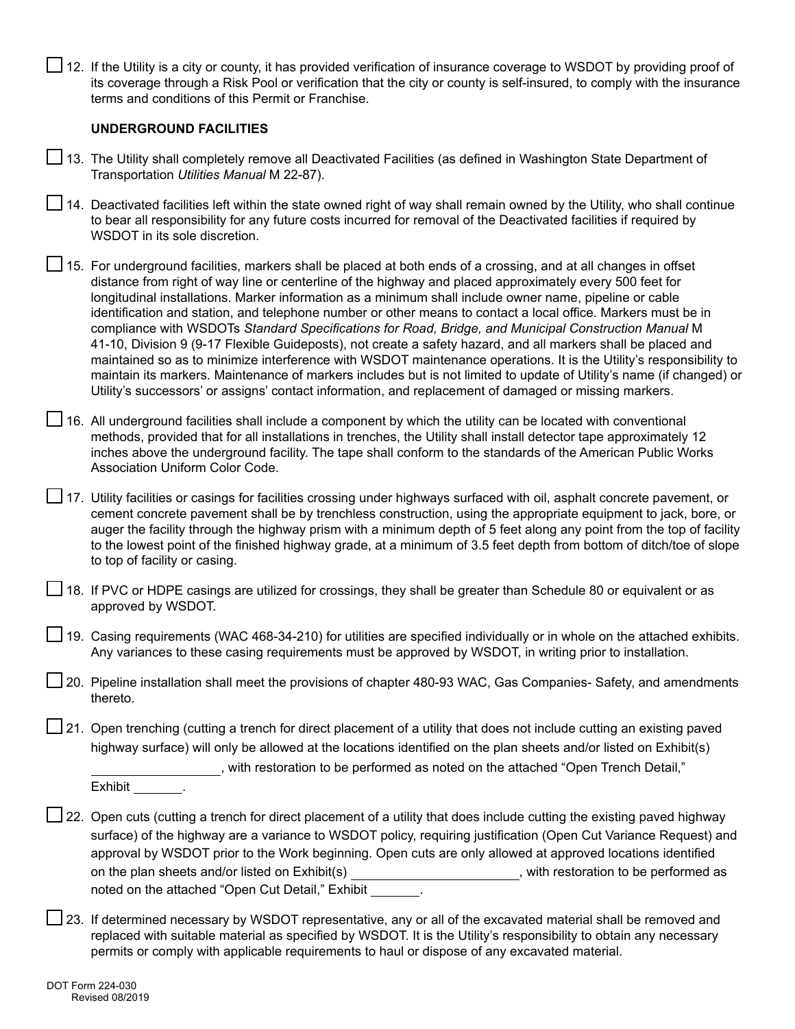☐ 12. If the Utility is a city or county, it has provided verification of insurance coverage to WSDOT by providing proof of its coverage through a Risk Pool or verification that the city or county is self-insured, to comply with the insurance terms and conditions of this Permit or Franchise.

**UNDERGROUND FACILITIES**

☐ 13. The Utility shall completely remove all Deactivated Facilities (as defined in Washington State Department of Transportation *Utilities Manual* M 22-87).

☐ 14. Deactivated facilities left within the state owned right of way shall remain owned by the Utility, who shall continue to bear all responsibility for any future costs incurred for removal of the Deactivated facilities if required by WSDOT in its sole discretion.

☐ 15. For underground facilities, markers shall be placed at both ends of a crossing, and at all changes in offset distance from right of way line or centerline of the highway and placed approximately every 500 feet for longitudinal installations. Marker information as a minimum shall include owner name, pipeline or cable identification and station, and telephone number or other means to contact a local office. Markers must be in compliance with WSDOTs *Standard Specifications for Road, Bridge, and Municipal Construction Manual* M 41-10, Division 9 (9-17 Flexible Guideposts), not create a safety hazard, and all markers shall be placed and maintained so as to minimize interference with WSDOT maintenance operations. It is the Utility's responsibility to maintain its markers. Maintenance of markers includes but is not limited to update of Utility's name (if changed) or Utility's successors' or assigns' contact information, and replacement of damaged or missing markers.

☐ 16. All underground facilities shall include a component by which the utility can be located with conventional methods, provided that for all installations in trenches, the Utility shall install detector tape approximately 12 inches above the underground facility. The tape shall conform to the standards of the American Public Works Association Uniform Color Code.

☐ 17. Utility facilities or casings for facilities crossing under highways surfaced with oil, asphalt concrete pavement, or cement concrete pavement shall be by trenchless construction, using the appropriate equipment to jack, bore, or auger the facility through the highway prism with a minimum depth of 5 feet along any point from the top of facility to the lowest point of the finished highway grade, at a minimum of 3.5 feet depth from bottom of ditch/toe of slope to top of facility or casing.

☐ 18. If PVC or HDPE casings are utilized for crossings, they shall be greater than Schedule 80 or equivalent or as approved by WSDOT.

☐ 19. Casing requirements (WAC 468-34-210) for utilities are specified individually or in whole on the attached exhibits. Any variances to these casing requirements must be approved by WSDOT, in writing prior to installation.

☐ 20. Pipeline installation shall meet the provisions of chapter 480-93 WAC, Gas Companies- Safety, and amendments thereto.

☐ 21. Open trenching (cutting a trench for direct placement of a utility that does not include cutting an existing paved highway surface) will only be allowed at the locations identified on the plan sheets and/or listed on Exhibit(s) \_\_\_\_\_\_\_\_\_\_\_\_\_\_\_\_\_\_, with restoration to be performed as noted on the attached "Open Trench Detail," Exhibit \_\_\_\_\_\_\_.

☐ 22. Open cuts (cutting a trench for direct placement of a utility that does include cutting the existing paved highway surface) of the highway are a variance to WSDOT policy, requiring justification (Open Cut Variance Request) and approval by WSDOT prior to the Work beginning. Open cuts are only allowed at approved locations identified on the plan sheets and/or listed on Exhibit(s) \_\_\_\_\_\_\_\_\_\_\_\_\_\_\_\_\_\_\_\_\_\_\_\_, with restoration to be performed as noted on the attached "Open Cut Detail," Exhibit \_\_\_\_\_\_\_.

☐ 23. If determined necessary by WSDOT representative, any or all of the excavated material shall be removed and replaced with suitable material as specified by WSDOT. It is the Utility's responsibility to obtain any necessary permits or comply with applicable requirements to haul or dispose of any excavated material.

DOT Form 224-030
Revised 08/2019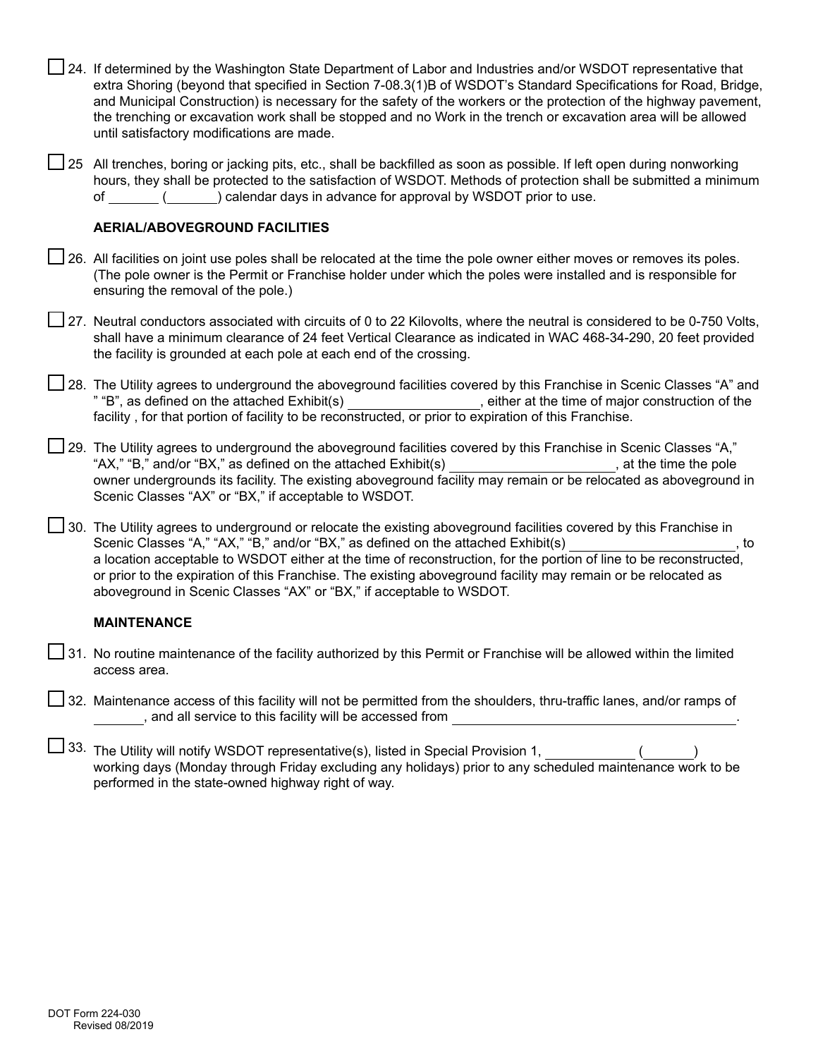☐ 24. If determined by the Washington State Department of Labor and Industries and/or WSDOT representative that extra Shoring (beyond that specified in Section 7-08.3(1)B of WSDOT's Standard Specifications for Road, Bridge, and Municipal Construction) is necessary for the safety of the workers or the protection of the highway pavement, the trenching or excavation work shall be stopped and no Work in the trench or excavation area will be allowed until satisfactory modifications are made.

☐ 25 All trenches, boring or jacking pits, etc., shall be backfilled as soon as possible. If left open during nonworking hours, they shall be protected to the satisfaction of WSDOT. Methods of protection shall be submitted a minimum of _______ (_______) calendar days in advance for approval by WSDOT prior to use.

**AERIAL/ABOVEGROUND FACILITIES**

☐ 26. All facilities on joint use poles shall be relocated at the time the pole owner either moves or removes its poles. (The pole owner is the Permit or Franchise holder under which the poles were installed and is responsible for ensuring the removal of the pole.)

☐ 27. Neutral conductors associated with circuits of 0 to 22 Kilovolts, where the neutral is considered to be 0-750 Volts, shall have a minimum clearance of 24 feet Vertical Clearance as indicated in WAC 468-34-290, 20 feet provided the facility is grounded at each pole at each end of the crossing.

☐ 28. The Utility agrees to underground the aboveground facilities covered by this Franchise in Scenic Classes "A" and " "B", as defined on the attached Exhibit(s) _________________, either at the time of major construction of the facility , for that portion of facility to be reconstructed, or prior to expiration of this Franchise.

☐ 29. The Utility agrees to underground the aboveground facilities covered by this Franchise in Scenic Classes "A," "AX," "B," and/or "BX," as defined on the attached Exhibit(s) ______________________, at the time the pole owner undergrounds its facility. The existing aboveground facility may remain or be relocated as aboveground in Scenic Classes "AX" or "BX," if acceptable to WSDOT.

☐ 30. The Utility agrees to underground or relocate the existing aboveground facilities covered by this Franchise in Scenic Classes "A," "AX," "B," and/or "BX," as defined on the attached Exhibit(s) ______________________, to a location acceptable to WSDOT either at the time of reconstruction, for the portion of line to be reconstructed, or prior to the expiration of this Franchise. The existing aboveground facility may remain or be relocated as aboveground in Scenic Classes "AX" or "BX," if acceptable to WSDOT.

**MAINTENANCE**

☐ 31. No routine maintenance of the facility authorized by this Permit or Franchise will be allowed within the limited access area.

☐ 32. Maintenance access of this facility will not be permitted from the shoulders, thru-traffic lanes, and/or ramps of _______, and all service to this facility will be accessed from _______________________________________.

☐ 33. The Utility will notify WSDOT representative(s), listed in Special Provision 1, ____________ (_______) working days (Monday through Friday excluding any holidays) prior to any scheduled maintenance work to be performed in the state-owned highway right of way.

DOT Form 224-030
Revised 08/2019